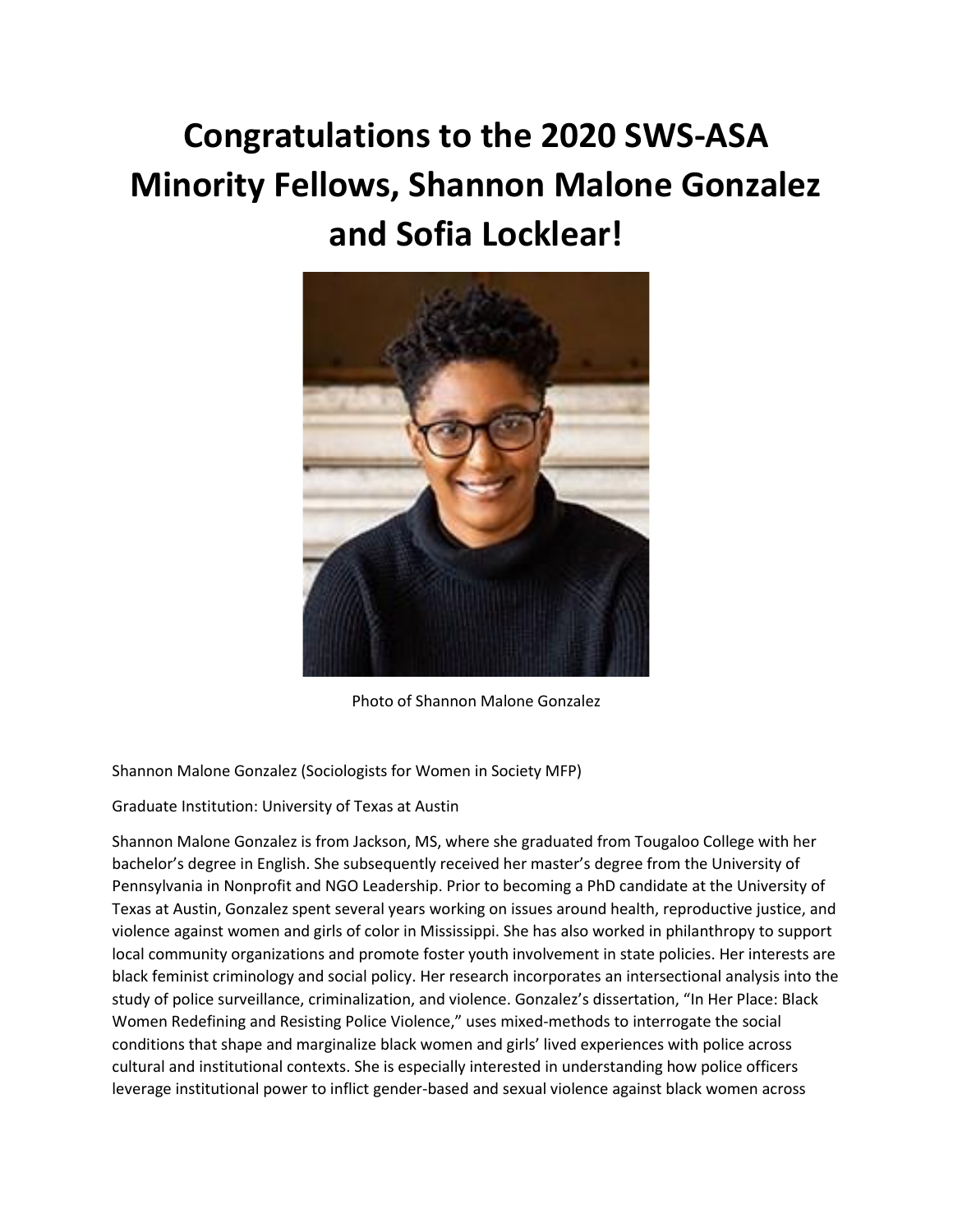# Congratulations to the 2020 SWS-ASA Minority Fellows, Shannon Malone Gonzalez and Sofia Locklear!

Photo of Shannon Malone Gonzalez

Shannon Malone Gonzalez (Sociologists for Women in Society MFP)

Graduate Institution: University of Texas at Austin

Shannon Malone Gonzalez is from Jackson, MS, where she graduated from Tougaloo College with her bachelor's degree in English. She subsequently received her master's degree from the University of Pennsylvania in Nonprofit and NGO Leadership. Prior to becoming a PhD candidate at the University of Texas at Austin, Gonzalez spent several years working on issues around health, reproductive justice, and violence against women and girls of color in Mississippi. She has also worked in philanthropy to support local community organizations and promote foster youth involvement in state policies. Her interests are black feminist criminology and social policy. Her research incorporates an intersectional analysis into the study of police surveillance, criminalization, and violence. Gonzalez's dissertation, "In Her Place: Black Women Redefining and Resisting Police Violence," uses mixed-methods to interrogate the social conditions that shape and marginalize black women and girls' lived experiences with police across cultural and institutional contexts. She is especially interested in understanding how police officers leverage institutional power to inflict gender-based and sexual violence against black women across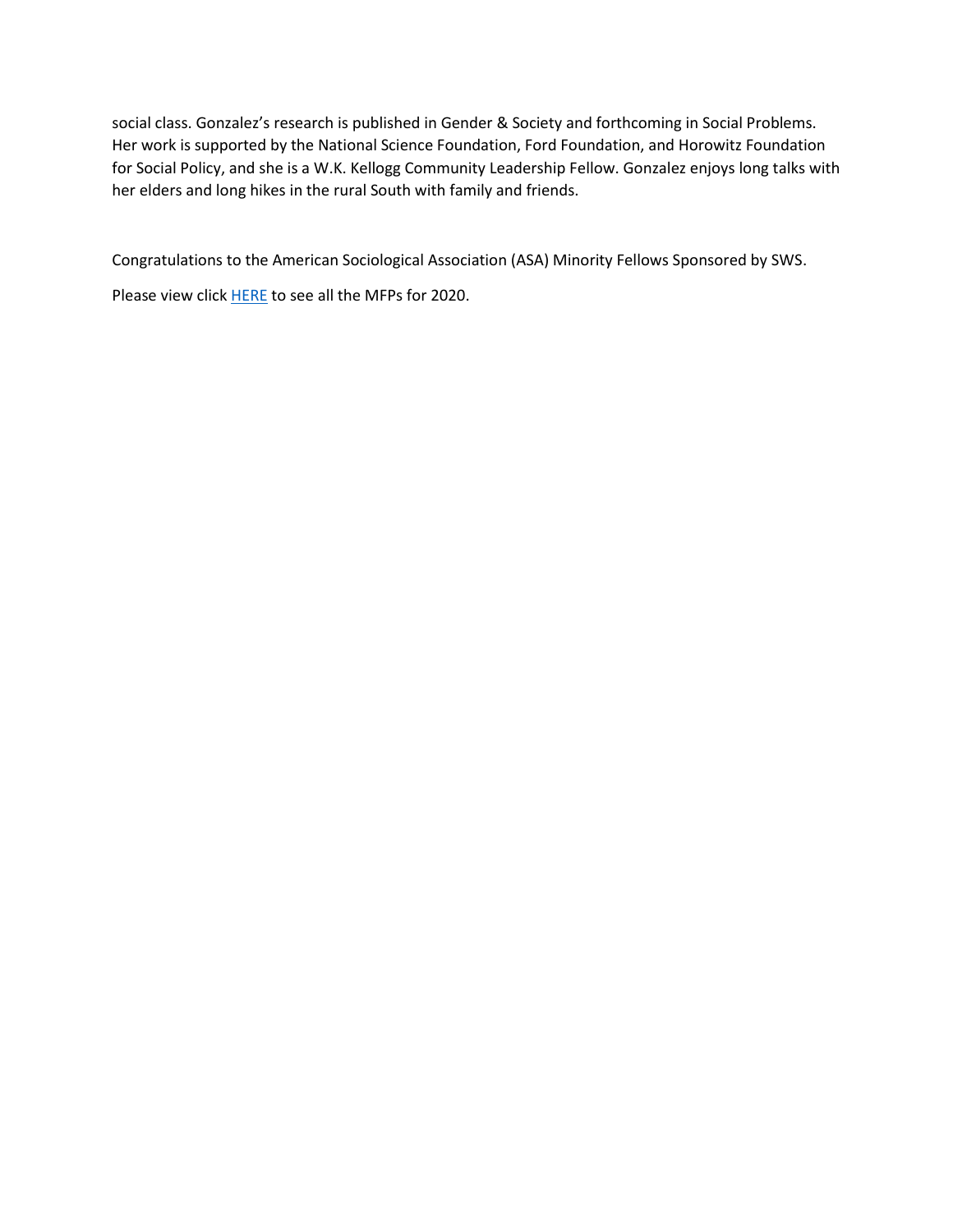social class. Gonzalez's research is published in Gender & Society and forthcoming in Social Problems. Her work is supported by the National Science Foundation, Ford Foundation, and Horowitz Foundation for Social Policy, and she is a W.K. Kellogg Community Leadership Fellow. Gonzalez enjoys long talks with her elders and long hikes in the rural South with family and friends.

Congratulations to the American Sociological Association (ASA) Minority Fellows Sponsored by SWS.

Please view click HERE to see all the MFPs for 2020.